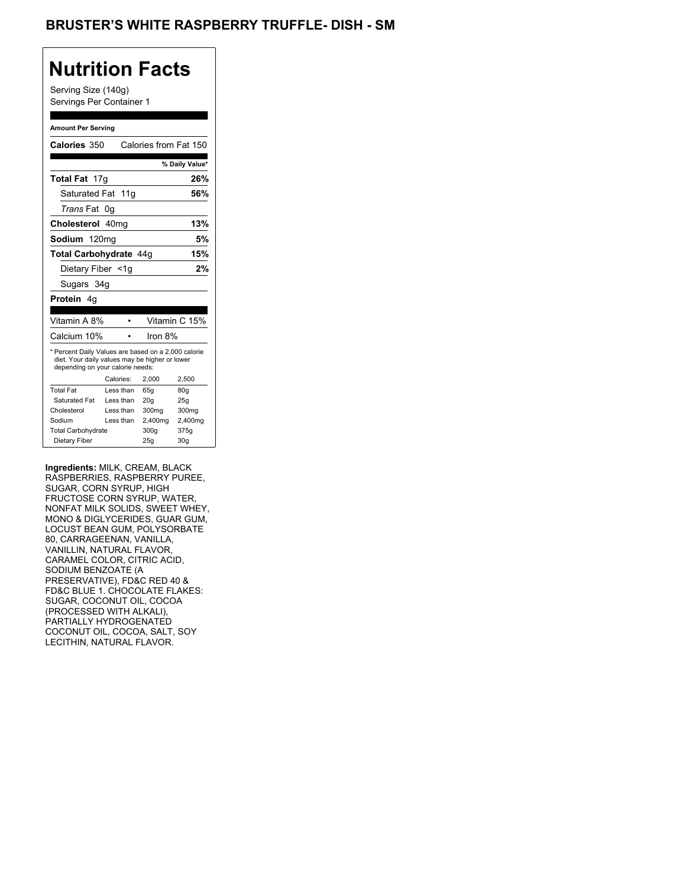# BRUSTER'S WHITE RASPBERRY TRUFFLE- DISH - SM

## Nutrition Facts

Serving Size (140g)
Servings Per Container 1

**Amount Per Serving**

| | |
|---|---|
| **Calories** 350 | Calories from Fat 150 |
| | **% Daily Value*** |
| **Total Fat** 17g | **26%** |
| Saturated Fat 11g | **56%** |
| *Trans* Fat 0g | |
| **Cholesterol** 40mg | **13%** |
| **Sodium** 120mg | **5%** |
| **Total Carbohydrate** 44g | **15%** |
| Dietary Fiber <1g | **2%** |
| Sugars 34g | |
| **Protein** 4g | |

| | |
|---|---|
| Vitamin A 8% • | Vitamin C 15% |
| Calcium 10% • | Iron 8% |

* Percent Daily Values are based on a 2,000 calorie diet. Your daily values may be higher or lower depending on your calorie needs:

| | Calories: | 2,000 | 2,500 |
|---|---|---|---|
| Total Fat | Less than | 65g | 80g |
| Saturated Fat | Less than | 20g | 25g |
| Cholesterol | Less than | 300mg | 300mg |
| Sodium | Less than | 2,400mg | 2,400mg |
| Total Carbohydrate | | 300g | 375g |
| Dietary Fiber | | 25g | 30g |

**Ingredients:** MILK, CREAM, BLACK RASPBERRIES, RASPBERRY PUREE, SUGAR, CORN SYRUP, HIGH FRUCTOSE CORN SYRUP, WATER, NONFAT MILK SOLIDS, SWEET WHEY, MONO & DIGLYCERIDES, GUAR GUM, LOCUST BEAN GUM, POLYSORBATE 80, CARRAGEENAN, VANILLA, VANILLIN, NATURAL FLAVOR, CARAMEL COLOR, CITRIC ACID, SODIUM BENZOATE (A PRESERVATIVE), FD&C RED 40 & FD&C BLUE 1. CHOCOLATE FLAKES: SUGAR, COCONUT OIL, COCOA (PROCESSED WITH ALKALI), PARTIALLY HYDROGENATED COCONUT OIL, COCOA, SALT, SOY LECITHIN, NATURAL FLAVOR.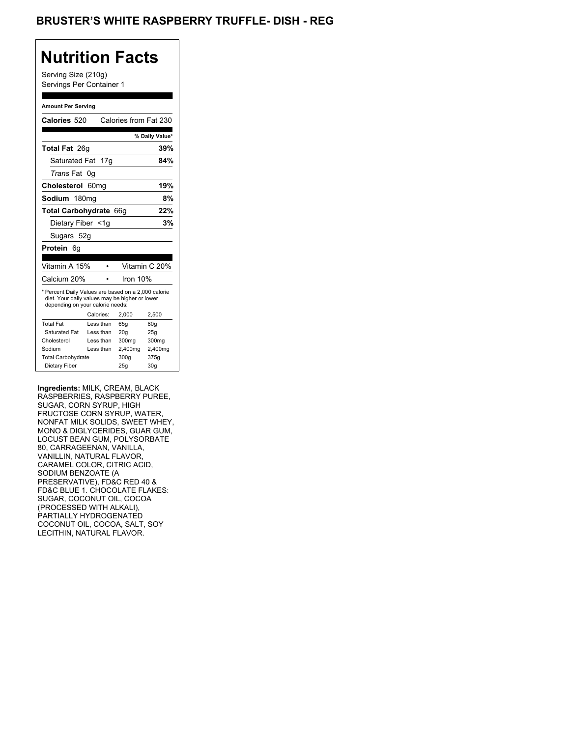# BRUSTER'S WHITE RASPBERRY TRUFFLE- DISH - REG

## Nutrition Facts

Serving Size (210g)
Servings Per Container 1

**Amount Per Serving**

| | |
|---|---|
| **Calories** 520 | Calories from Fat 230 |
| | **% Daily Value*** |
| **Total Fat** 26g | **39%** |
| Saturated Fat 17g | **84%** |
| *Trans* Fat 0g | |
| **Cholesterol** 60mg | **19%** |
| **Sodium** 180mg | **8%** |
| **Total Carbohydrate** 66g | **22%** |
| Dietary Fiber <1g | **3%** |
| Sugars 52g | |
| **Protein** 6g | |

| | |
|---|---|
| Vitamin A 15% | Vitamin C 20% |
| Calcium 20% | Iron 10% |

* Percent Daily Values are based on a 2,000 calorie diet. Your daily values may be higher or lower depending on your calorie needs:

| | Calories: | 2,000 | 2,500 |
|---|---|---|---|
| Total Fat | Less than | 65g | 80g |
| Saturated Fat | Less than | 20g | 25g |
| Cholesterol | Less than | 300mg | 300mg |
| Sodium | Less than | 2,400mg | 2,400mg |
| Total Carbohydrate | | 300g | 375g |
| Dietary Fiber | | 25g | 30g |

**Ingredients:** MILK, CREAM, BLACK RASPBERRIES, RASPBERRY PUREE, SUGAR, CORN SYRUP, HIGH FRUCTOSE CORN SYRUP, WATER, NONFAT MILK SOLIDS, SWEET WHEY, MONO & DIGLYCERIDES, GUAR GUM, LOCUST BEAN GUM, POLYSORBATE 80, CARRAGEENAN, VANILLA, VANILLIN, NATURAL FLAVOR, CARAMEL COLOR, CITRIC ACID, SODIUM BENZOATE (A PRESERVATIVE), FD&C RED 40 & FD&C BLUE 1. CHOCOLATE FLAKES: SUGAR, COCONUT OIL, COCOA (PROCESSED WITH ALKALI), PARTIALLY HYDROGENATED COCONUT OIL, COCOA, SALT, SOY LECITHIN, NATURAL FLAVOR.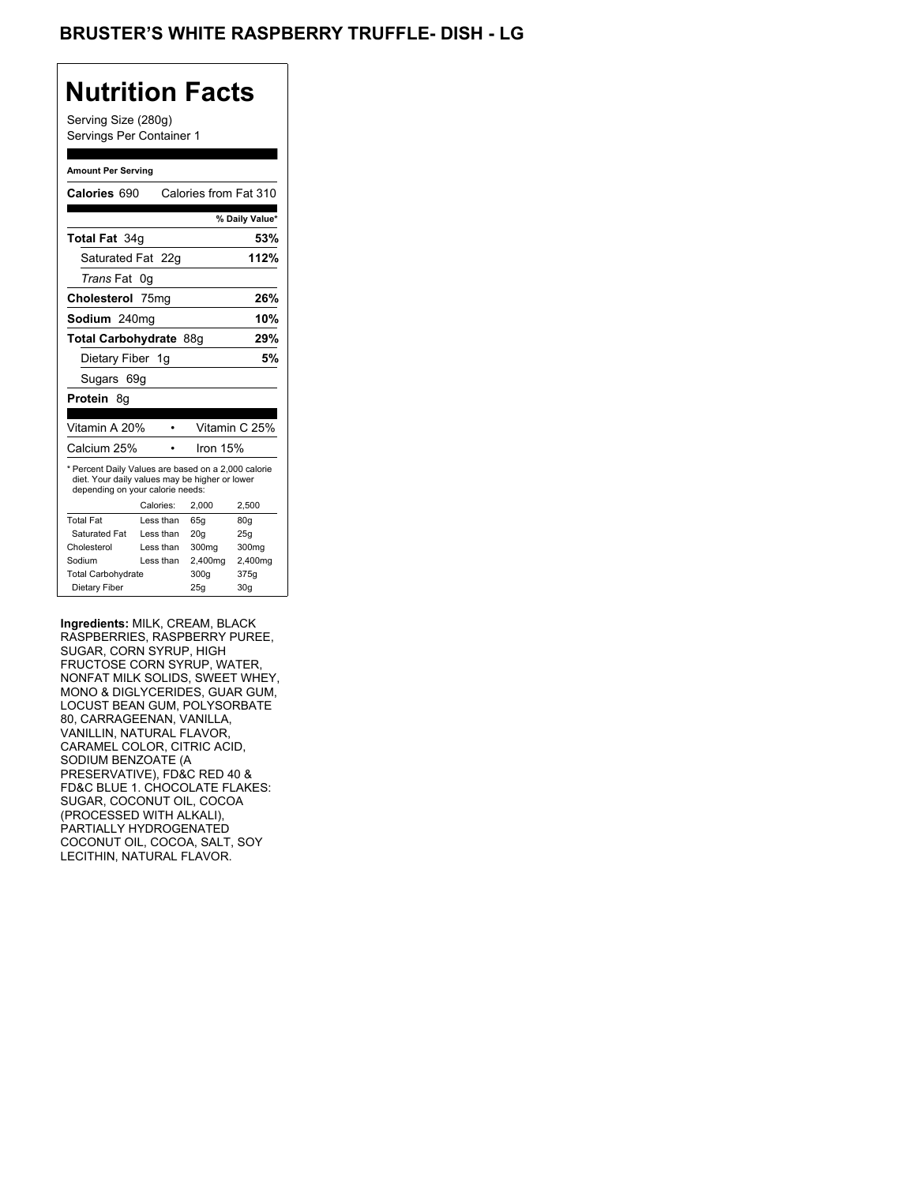## BRUSTER'S WHITE RASPBERRY TRUFFLE- DISH - LG

# Nutrition Facts

Serving Size (280g)
Servings Per Container 1

**Amount Per Serving**

| | |
|---|---|
| **Calories** 690 | Calories from Fat 310 |
| | **% Daily Value*** |
| **Total Fat** 34g | **53%** |
| Saturated Fat 22g | **112%** |
| *Trans* Fat 0g | |
| **Cholesterol** 75mg | **26%** |
| **Sodium** 240mg | **10%** |
| **Total Carbohydrate** 88g | **29%** |
| Dietary Fiber 1g | **5%** |
| Sugars 69g | |
| **Protein** 8g | |

| | |
|---|---|
| Vitamin A 20% | Vitamin C 25% |
| Calcium 25% | Iron 15% |

* Percent Daily Values are based on a 2,000 calorie diet. Your daily values may be higher or lower depending on your calorie needs:

| | Calories: | 2,000 | 2,500 |
|---|---|---|---|
| Total Fat | Less than | 65g | 80g |
| Saturated Fat | Less than | 20g | 25g |
| Cholesterol | Less than | 300mg | 300mg |
| Sodium | Less than | 2,400mg | 2,400mg |
| Total Carbohydrate | | 300g | 375g |
| Dietary Fiber | | 25g | 30g |

**Ingredients:** MILK, CREAM, BLACK RASPBERRIES, RASPBERRY PUREE, SUGAR, CORN SYRUP, HIGH FRUCTOSE CORN SYRUP, WATER, NONFAT MILK SOLIDS, SWEET WHEY, MONO & DIGLYCERIDES, GUAR GUM, LOCUST BEAN GUM, POLYSORBATE 80, CARRAGEENAN, VANILLA, VANILLIN, NATURAL FLAVOR, CARAMEL COLOR, CITRIC ACID, SODIUM BENZOATE (A PRESERVATIVE), FD&C RED 40 & FD&C BLUE 1. CHOCOLATE FLAKES: SUGAR, COCONUT OIL, COCOA (PROCESSED WITH ALKALI), PARTIALLY HYDROGENATED COCONUT OIL, COCOA, SALT, SOY LECITHIN, NATURAL FLAVOR.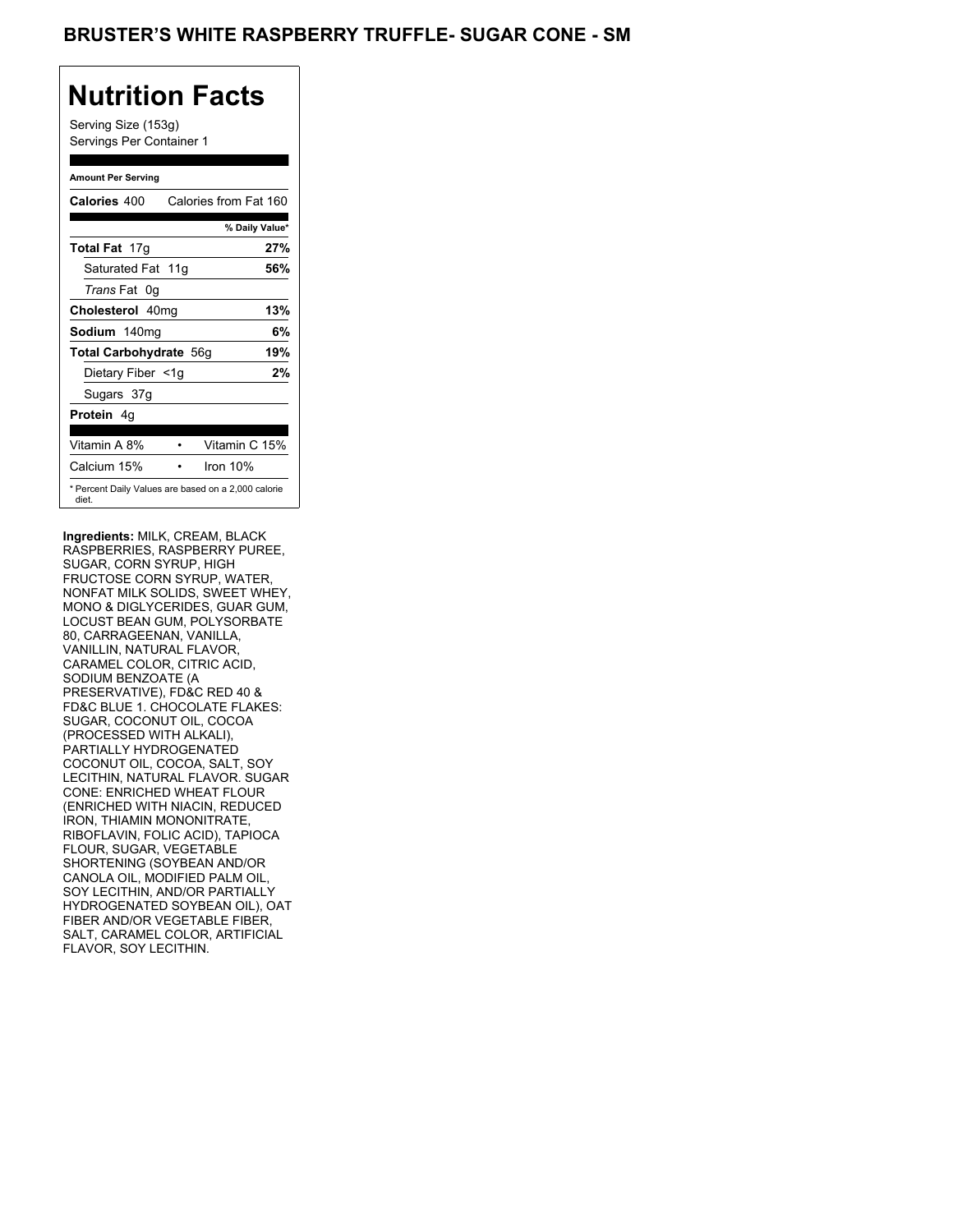# BRUSTER'S WHITE RASPBERRY TRUFFLE- SUGAR CONE - SM

## Nutrition Facts

Serving Size (153g)
Servings Per Container 1

**Amount Per Serving**

| | |
|---|---|
| **Calories** 400 | Calories from Fat 160 |
| | **% Daily Value*** |
| **Total Fat** 17g | **27%** |
| Saturated Fat 11g | **56%** |
| *Trans* Fat 0g | |
| **Cholesterol** 40mg | **13%** |
| **Sodium** 140mg | **6%** |
| **Total Carbohydrate** 56g | **19%** |
| Dietary Fiber <1g | **2%** |
| Sugars 37g | |
| **Protein** 4g | |

| | |
|---|---|
| Vitamin A 8% | Vitamin C 15% |
| Calcium 15% | Iron 10% |

* Percent Daily Values are based on a 2,000 calorie diet.

**Ingredients:** MILK, CREAM, BLACK RASPBERRIES, RASPBERRY PUREE, SUGAR, CORN SYRUP, HIGH FRUCTOSE CORN SYRUP, WATER, NONFAT MILK SOLIDS, SWEET WHEY, MONO & DIGLYCERIDES, GUAR GUM, LOCUST BEAN GUM, POLYSORBATE 80, CARRAGEENAN, VANILLA, VANILLIN, NATURAL FLAVOR, CARAMEL COLOR, CITRIC ACID, SODIUM BENZOATE (A PRESERVATIVE), FD&C RED 40 & FD&C BLUE 1. CHOCOLATE FLAKES: SUGAR, COCONUT OIL, COCOA (PROCESSED WITH ALKALI), PARTIALLY HYDROGENATED COCONUT OIL, COCOA, SALT, SOY LECITHIN, NATURAL FLAVOR. SUGAR CONE: ENRICHED WHEAT FLOUR (ENRICHED WITH NIACIN, REDUCED IRON, THIAMIN MONONITRATE, RIBOFLAVIN, FOLIC ACID), TAPIOCA FLOUR, SUGAR, VEGETABLE SHORTENING (SOYBEAN AND/OR CANOLA OIL, MODIFIED PALM OIL, SOY LECITHIN, AND/OR PARTIALLY HYDROGENATED SOYBEAN OIL), OAT FIBER AND/OR VEGETABLE FIBER, SALT, CARAMEL COLOR, ARTIFICIAL FLAVOR, SOY LECITHIN.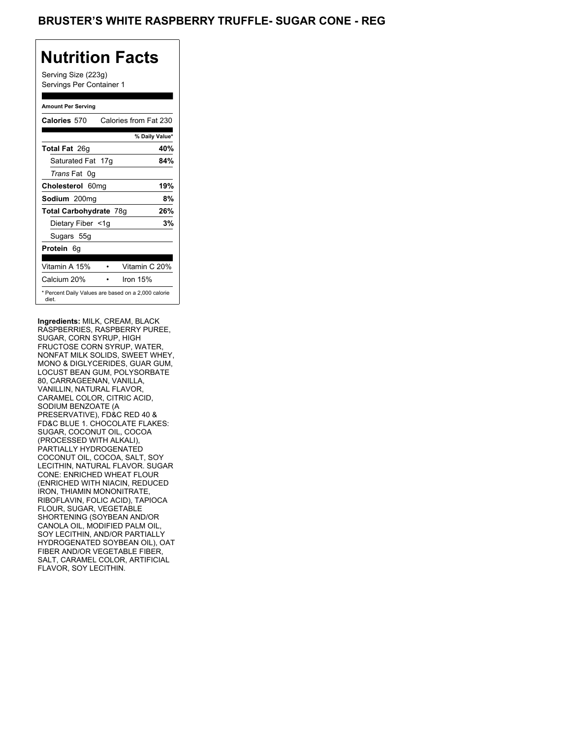# BRUSTER'S WHITE RASPBERRY TRUFFLE- SUGAR CONE - REG

## Nutrition Facts

Serving Size (223g)
Servings Per Container 1

| | |
|---|---|
| **Amount Per Serving** | |
| **Calories** 570 | Calories from Fat 230 |
| | **% Daily Value*** |
| **Total Fat** 26g | **40%** |
| Saturated Fat 17g | **84%** |
| *Trans* Fat 0g | |
| **Cholesterol** 60mg | **19%** |
| **Sodium** 200mg | **8%** |
| **Total Carbohydrate** 78g | **26%** |
| Dietary Fiber <1g | **3%** |
| Sugars 55g | |
| **Protein** 6g | |
| Vitamin A 15% • | Vitamin C 20% |
| Calcium 20% • | Iron 15% |

\* Percent Daily Values are based on a 2,000 calorie diet.

**Ingredients:** MILK, CREAM, BLACK RASPBERRIES, RASPBERRY PUREE, SUGAR, CORN SYRUP, HIGH FRUCTOSE CORN SYRUP, WATER, NONFAT MILK SOLIDS, SWEET WHEY, MONO & DIGLYCERIDES, GUAR GUM, LOCUST BEAN GUM, POLYSORBATE 80, CARRAGEENAN, VANILLA, VANILLIN, NATURAL FLAVOR, CARAMEL COLOR, CITRIC ACID, SODIUM BENZOATE (A PRESERVATIVE), FD&C RED 40 & FD&C BLUE 1. CHOCOLATE FLAKES: SUGAR, COCONUT OIL, COCOA (PROCESSED WITH ALKALI), PARTIALLY HYDROGENATED COCONUT OIL, COCOA, SALT, SOY LECITHIN, NATURAL FLAVOR. SUGAR CONE: ENRICHED WHEAT FLOUR (ENRICHED WITH NIACIN, REDUCED IRON, THIAMIN MONONITRATE, RIBOFLAVIN, FOLIC ACID), TAPIOCA FLOUR, SUGAR, VEGETABLE SHORTENING (SOYBEAN AND/OR CANOLA OIL, MODIFIED PALM OIL, SOY LECITHIN, AND/OR PARTIALLY HYDROGENATED SOYBEAN OIL), OAT FIBER AND/OR VEGETABLE FIBER, SALT, CARAMEL COLOR, ARTIFICIAL FLAVOR, SOY LECITHIN.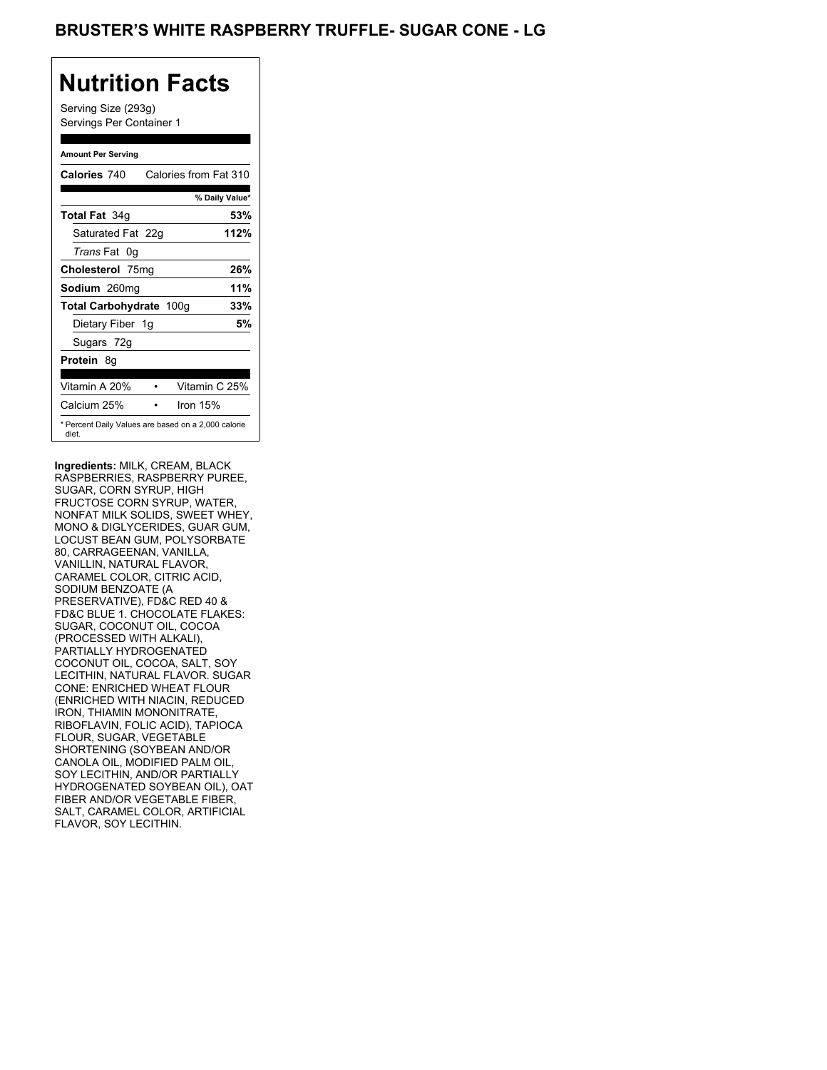# BRUSTER'S WHITE RASPBERRY TRUFFLE- SUGAR CONE - LG

## Nutrition Facts

Serving Size (293g)
Servings Per Container 1

| | |
|---|---|
| **Amount Per Serving** | |
| **Calories** 740 | Calories from Fat 310 |
| | **% Daily Value*** |
| **Total Fat** 34g | **53%** |
| Saturated Fat 22g | **112%** |
| *Trans* Fat 0g | |
| **Cholesterol** 75mg | **26%** |
| **Sodium** 260mg | **11%** |
| **Total Carbohydrate** 100g | **33%** |
| Dietary Fiber 1g | **5%** |
| Sugars 72g | |
| **Protein** 8g | |
| Vitamin A 20% • | Vitamin C 25% |
| Calcium 25% • | Iron 15% |

* Percent Daily Values are based on a 2,000 calorie diet.

**Ingredients:** MILK, CREAM, BLACK RASPBERRIES, RASPBERRY PUREE, SUGAR, CORN SYRUP, HIGH FRUCTOSE CORN SYRUP, WATER, NONFAT MILK SOLIDS, SWEET WHEY, MONO & DIGLYCERIDES, GUAR GUM, LOCUST BEAN GUM, POLYSORBATE 80, CARRAGEENAN, VANILLA, VANILLIN, NATURAL FLAVOR, CARAMEL COLOR, CITRIC ACID, SODIUM BENZOATE (A PRESERVATIVE), FD&C RED 40 & FD&C BLUE 1. CHOCOLATE FLAKES: SUGAR, COCONUT OIL, COCOA (PROCESSED WITH ALKALI), PARTIALLY HYDROGENATED COCONUT OIL, COCOA, SALT, SOY LECITHIN, NATURAL FLAVOR. SUGAR CONE: ENRICHED WHEAT FLOUR (ENRICHED WITH NIACIN, REDUCED IRON, THIAMIN MONONITRATE, RIBOFLAVIN, FOLIC ACID), TAPIOCA FLOUR, SUGAR, VEGETABLE SHORTENING (SOYBEAN AND/OR CANOLA OIL, MODIFIED PALM OIL, SOY LECITHIN, AND/OR PARTIALLY HYDROGENATED SOYBEAN OIL), OAT FIBER AND/OR VEGETABLE FIBER, SALT, CARAMEL COLOR, ARTIFICIAL FLAVOR, SOY LECITHIN.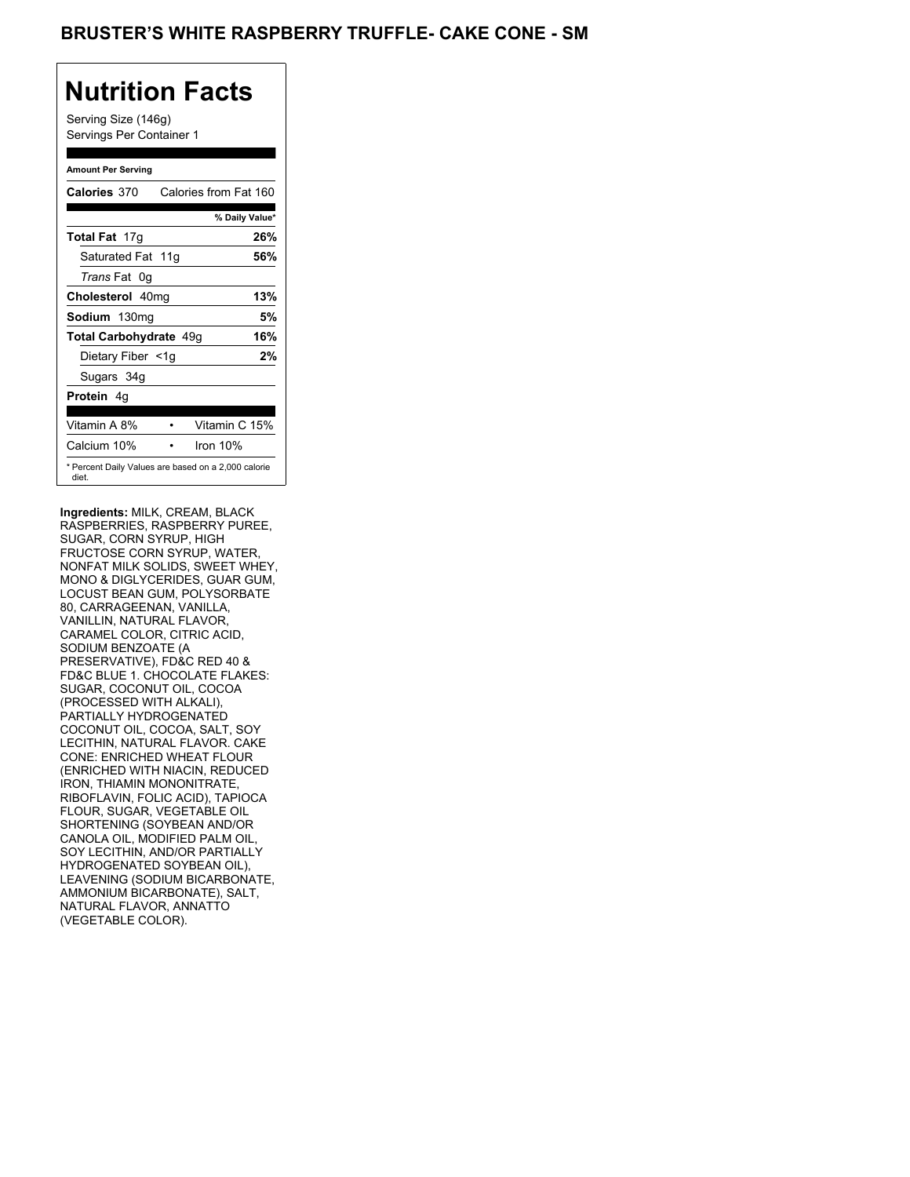## BRUSTER'S WHITE RASPBERRY TRUFFLE- CAKE CONE - SM

# Nutrition Facts

Serving Size (146g)
Servings Per Container 1

**Amount Per Serving**

| | |
|---|---|
| **Calories** 370 | Calories from Fat 160 |
| | **% Daily Value*** |
| **Total Fat** 17g | **26%** |
| Saturated Fat 11g | **56%** |
| *Trans* Fat 0g | |
| **Cholesterol** 40mg | **13%** |
| **Sodium** 130mg | **5%** |
| **Total Carbohydrate** 49g | **16%** |
| Dietary Fiber <1g | **2%** |
| Sugars 34g | |
| **Protein** 4g | |
| Vitamin A 8% • | Vitamin C 15% |
| Calcium 10% • | Iron 10% |

* Percent Daily Values are based on a 2,000 calorie diet.

**Ingredients:** MILK, CREAM, BLACK RASPBERRIES, RASPBERRY PUREE, SUGAR, CORN SYRUP, HIGH FRUCTOSE CORN SYRUP, WATER, NONFAT MILK SOLIDS, SWEET WHEY, MONO & DIGLYCERIDES, GUAR GUM, LOCUST BEAN GUM, POLYSORBATE 80, CARRAGEENAN, VANILLA, VANILLIN, NATURAL FLAVOR, CARAMEL COLOR, CITRIC ACID, SODIUM BENZOATE (A PRESERVATIVE), FD&C RED 40 & FD&C BLUE 1. CHOCOLATE FLAKES: SUGAR, COCONUT OIL, COCOA (PROCESSED WITH ALKALI), PARTIALLY HYDROGENATED COCONUT OIL, COCOA, SALT, SOY LECITHIN, NATURAL FLAVOR. CAKE CONE: ENRICHED WHEAT FLOUR (ENRICHED WITH NIACIN, REDUCED IRON, THIAMIN MONONITRATE, RIBOFLAVIN, FOLIC ACID), TAPIOCA FLOUR, SUGAR, VEGETABLE OIL SHORTENING (SOYBEAN AND/OR CANOLA OIL, MODIFIED PALM OIL, SOY LECITHIN, AND/OR PARTIALLY HYDROGENATED SOYBEAN OIL), LEAVENING (SODIUM BICARBONATE, AMMONIUM BICARBONATE), SALT, NATURAL FLAVOR, ANNATTO (VEGETABLE COLOR).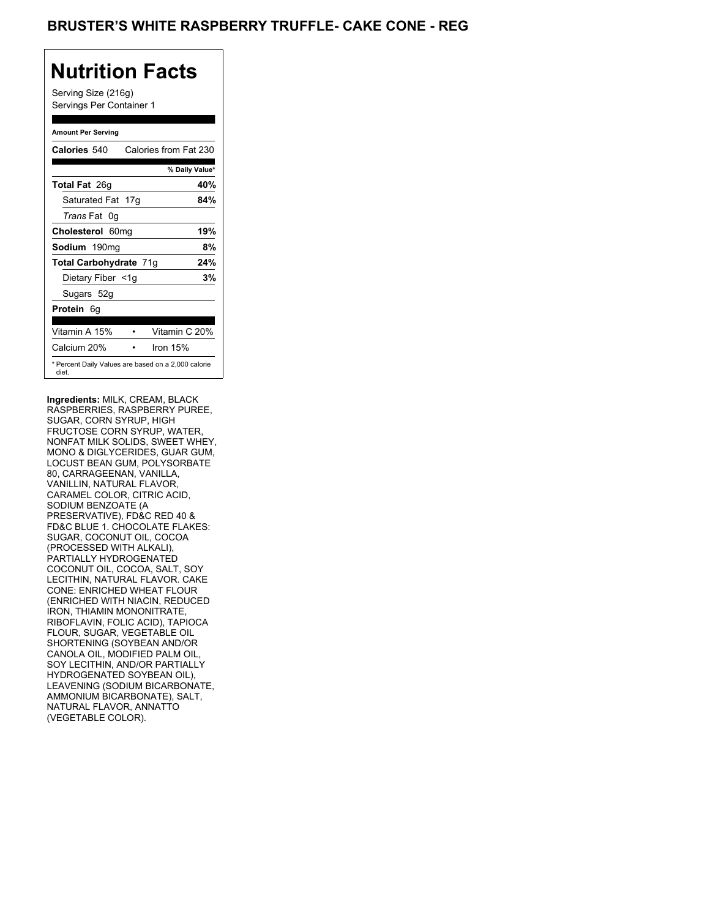# BRUSTER'S WHITE RASPBERRY TRUFFLE- CAKE CONE - REG

## Nutrition Facts

Serving Size (216g)
Servings Per Container 1

**Amount Per Serving**

| | |
|---|---|
| **Calories** 540 | Calories from Fat 230 |
| | **% Daily Value*** |
| **Total Fat** 26g | **40%** |
| Saturated Fat 17g | **84%** |
| *Trans* Fat 0g | |
| **Cholesterol** 60mg | **19%** |
| **Sodium** 190mg | **8%** |
| **Total Carbohydrate** 71g | **24%** |
| Dietary Fiber <1g | **3%** |
| Sugars 52g | |
| **Protein** 6g | |

| | |
|---|---|
| Vitamin A 15% | Vitamin C 20% |
| Calcium 20% | Iron 15% |

* Percent Daily Values are based on a 2,000 calorie diet.

**Ingredients:** MILK, CREAM, BLACK RASPBERRIES, RASPBERRY PUREE, SUGAR, CORN SYRUP, HIGH FRUCTOSE CORN SYRUP, WATER, NONFAT MILK SOLIDS, SWEET WHEY, MONO & DIGLYCERIDES, GUAR GUM, LOCUST BEAN GUM, POLYSORBATE 80, CARRAGEENAN, VANILLA, VANILLIN, NATURAL FLAVOR, CARAMEL COLOR, CITRIC ACID, SODIUM BENZOATE (A PRESERVATIVE), FD&C RED 40 & FD&C BLUE 1. CHOCOLATE FLAKES: SUGAR, COCONUT OIL, COCOA (PROCESSED WITH ALKALI), PARTIALLY HYDROGENATED COCONUT OIL, COCOA, SALT, SOY LECITHIN, NATURAL FLAVOR. CAKE CONE: ENRICHED WHEAT FLOUR (ENRICHED WITH NIACIN, REDUCED IRON, THIAMIN MONONITRATE, RIBOFLAVIN, FOLIC ACID), TAPIOCA FLOUR, SUGAR, VEGETABLE OIL SHORTENING (SOYBEAN AND/OR CANOLA OIL, MODIFIED PALM OIL, SOY LECITHIN, AND/OR PARTIALLY HYDROGENATED SOYBEAN OIL), LEAVENING (SODIUM BICARBONATE, AMMONIUM BICARBONATE), SALT, NATURAL FLAVOR, ANNATTO (VEGETABLE COLOR).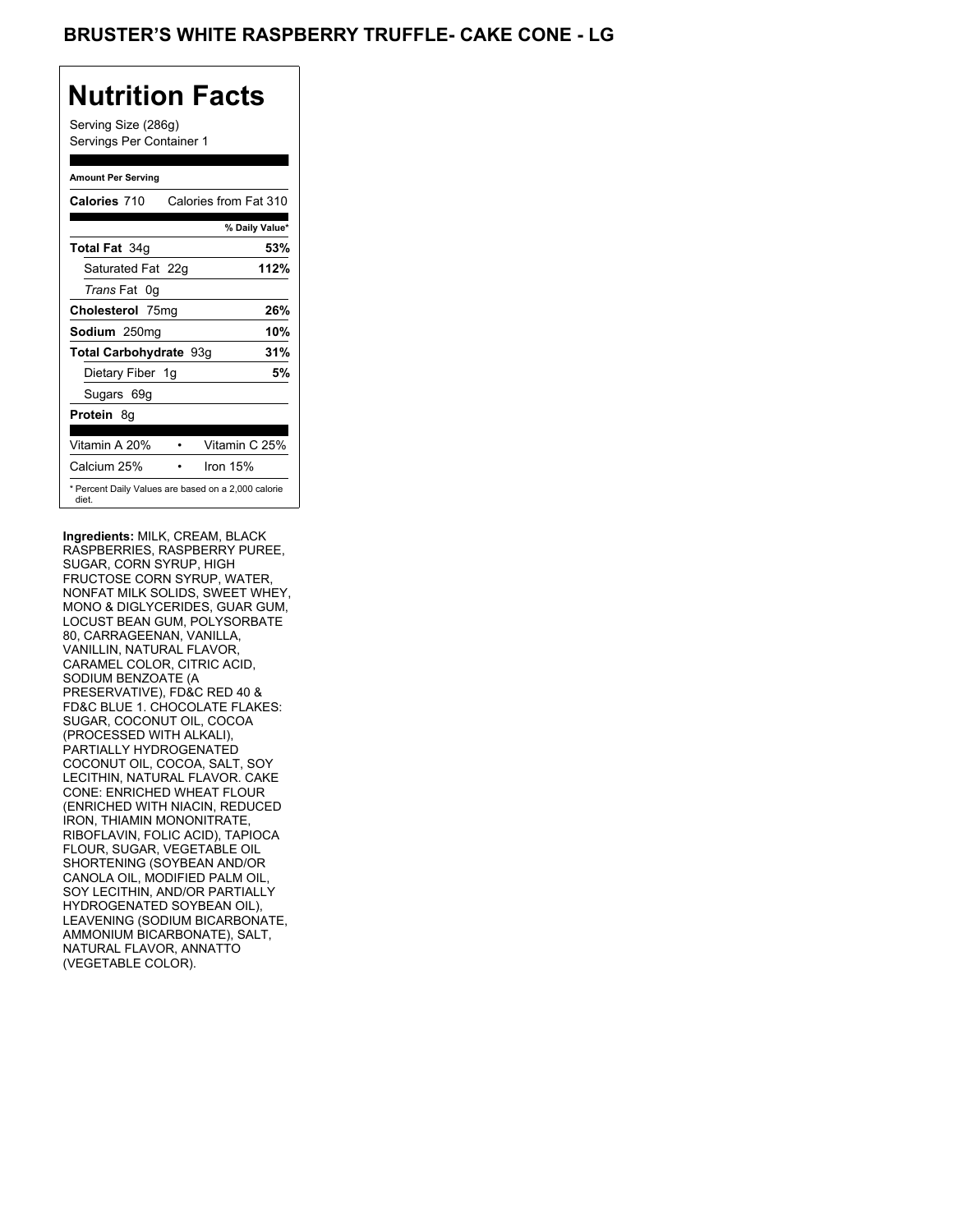# BRUSTER'S WHITE RASPBERRY TRUFFLE- CAKE CONE - LG

## Nutrition Facts

Serving Size (286g)
Servings Per Container 1

**Amount Per Serving**

| | |
|---|---|
| **Calories** 710 | Calories from Fat 310 |
| | **% Daily Value*** |
| **Total Fat** 34g | **53%** |
| Saturated Fat 22g | **112%** |
| *Trans* Fat 0g | |
| **Cholesterol** 75mg | **26%** |
| **Sodium** 250mg | **10%** |
| **Total Carbohydrate** 93g | **31%** |
| Dietary Fiber 1g | **5%** |
| Sugars 69g | |
| **Protein** 8g | |
| Vitamin A 20% • | Vitamin C 25% |
| Calcium 25% • | Iron 15% |

* Percent Daily Values are based on a 2,000 calorie diet.

**Ingredients:** MILK, CREAM, BLACK RASPBERRIES, RASPBERRY PUREE, SUGAR, CORN SYRUP, HIGH FRUCTOSE CORN SYRUP, WATER, NONFAT MILK SOLIDS, SWEET WHEY, MONO & DIGLYCERIDES, GUAR GUM, LOCUST BEAN GUM, POLYSORBATE 80, CARRAGEENAN, VANILLA, VANILLIN, NATURAL FLAVOR, CARAMEL COLOR, CITRIC ACID, SODIUM BENZOATE (A PRESERVATIVE), FD&C RED 40 & FD&C BLUE 1. CHOCOLATE FLAKES: SUGAR, COCONUT OIL, COCOA (PROCESSED WITH ALKALI), PARTIALLY HYDROGENATED COCONUT OIL, COCOA, SALT, SOY LECITHIN, NATURAL FLAVOR. CAKE CONE: ENRICHED WHEAT FLOUR (ENRICHED WITH NIACIN, REDUCED IRON, THIAMIN MONONITRATE, RIBOFLAVIN, FOLIC ACID), TAPIOCA FLOUR, SUGAR, VEGETABLE OIL SHORTENING (SOYBEAN AND/OR CANOLA OIL, MODIFIED PALM OIL, SOY LECITHIN, AND/OR PARTIALLY HYDROGENATED SOYBEAN OIL), LEAVENING (SODIUM BICARBONATE, AMMONIUM BICARBONATE), SALT, NATURAL FLAVOR, ANNATTO (VEGETABLE COLOR).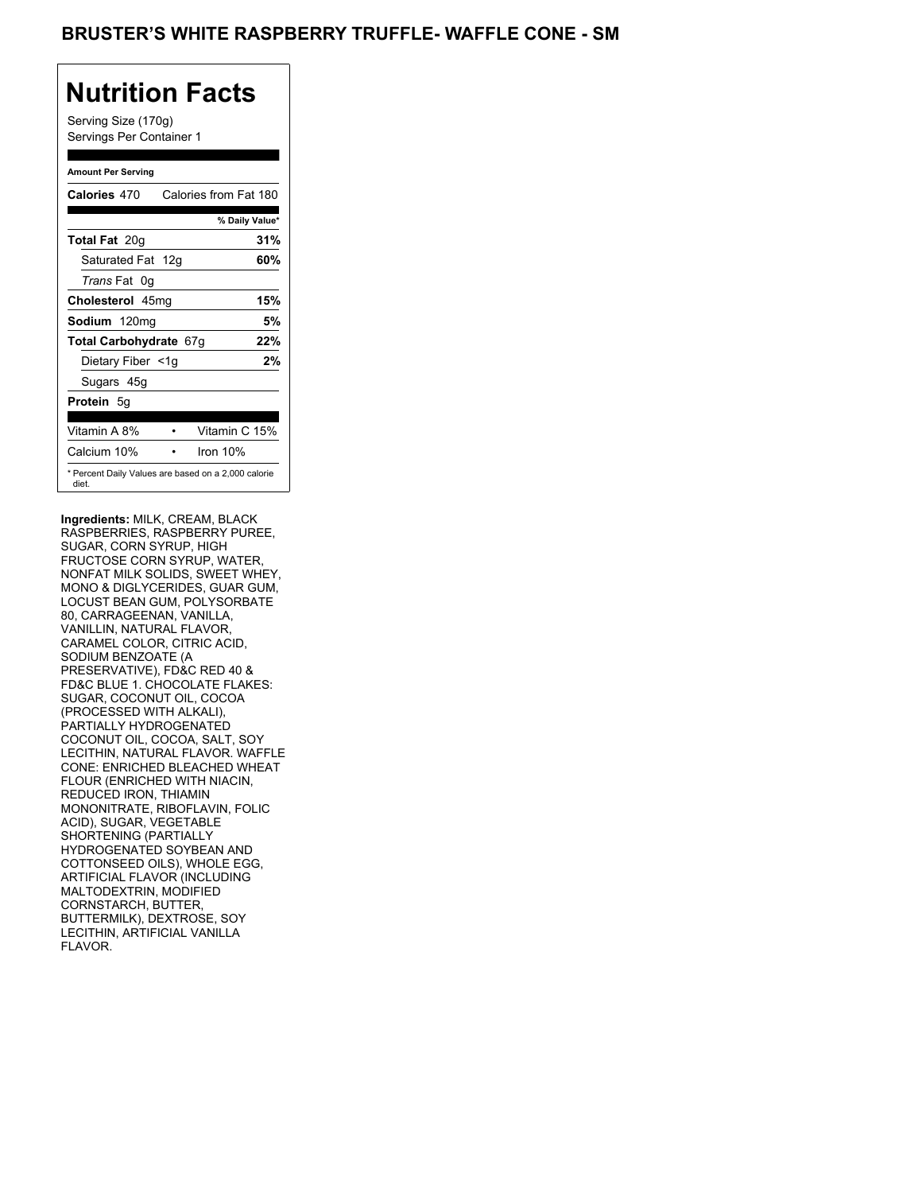## BRUSTER'S WHITE RASPBERRY TRUFFLE- WAFFLE CONE - SM

# Nutrition Facts

Serving Size (170g)
Servings Per Container 1

**Amount Per Serving**

| | |
|---|---|
| **Calories** 470 | Calories from Fat 180 |
| | **% Daily Value*** |
| **Total Fat** 20g | **31%** |
| Saturated Fat 12g | **60%** |
| *Trans* Fat 0g | |
| **Cholesterol** 45mg | **15%** |
| **Sodium** 120mg | **5%** |
| **Total Carbohydrate** 67g | **22%** |
| Dietary Fiber <1g | **2%** |
| Sugars 45g | |
| **Protein** 5g | |

| | | |
|---|---|---|
| Vitamin A 8% | • | Vitamin C 15% |
| Calcium 10% | • | Iron 10% |

* Percent Daily Values are based on a 2,000 calorie diet.

**Ingredients:** MILK, CREAM, BLACK RASPBERRIES, RASPBERRY PUREE, SUGAR, CORN SYRUP, HIGH FRUCTOSE CORN SYRUP, WATER, NONFAT MILK SOLIDS, SWEET WHEY, MONO & DIGLYCERIDES, GUAR GUM, LOCUST BEAN GUM, POLYSORBATE 80, CARRAGEENAN, VANILLA, VANILLIN, NATURAL FLAVOR, CARAMEL COLOR, CITRIC ACID, SODIUM BENZOATE (A PRESERVATIVE), FD&C RED 40 & FD&C BLUE 1. CHOCOLATE FLAKES: SUGAR, COCONUT OIL, COCOA (PROCESSED WITH ALKALI), PARTIALLY HYDROGENATED COCONUT OIL, COCOA, SALT, SOY LECITHIN, NATURAL FLAVOR. WAFFLE CONE: ENRICHED BLEACHED WHEAT FLOUR (ENRICHED WITH NIACIN, REDUCED IRON, THIAMIN MONONITRATE, RIBOFLAVIN, FOLIC ACID), SUGAR, VEGETABLE SHORTENING (PARTIALLY HYDROGENATED SOYBEAN AND COTTONSEED OILS), WHOLE EGG, ARTIFICIAL FLAVOR (INCLUDING MALTODEXTRIN, MODIFIED CORNSTARCH, BUTTER, BUTTERMILK), DEXTROSE, SOY LECITHIN, ARTIFICIAL VANILLA FLAVOR.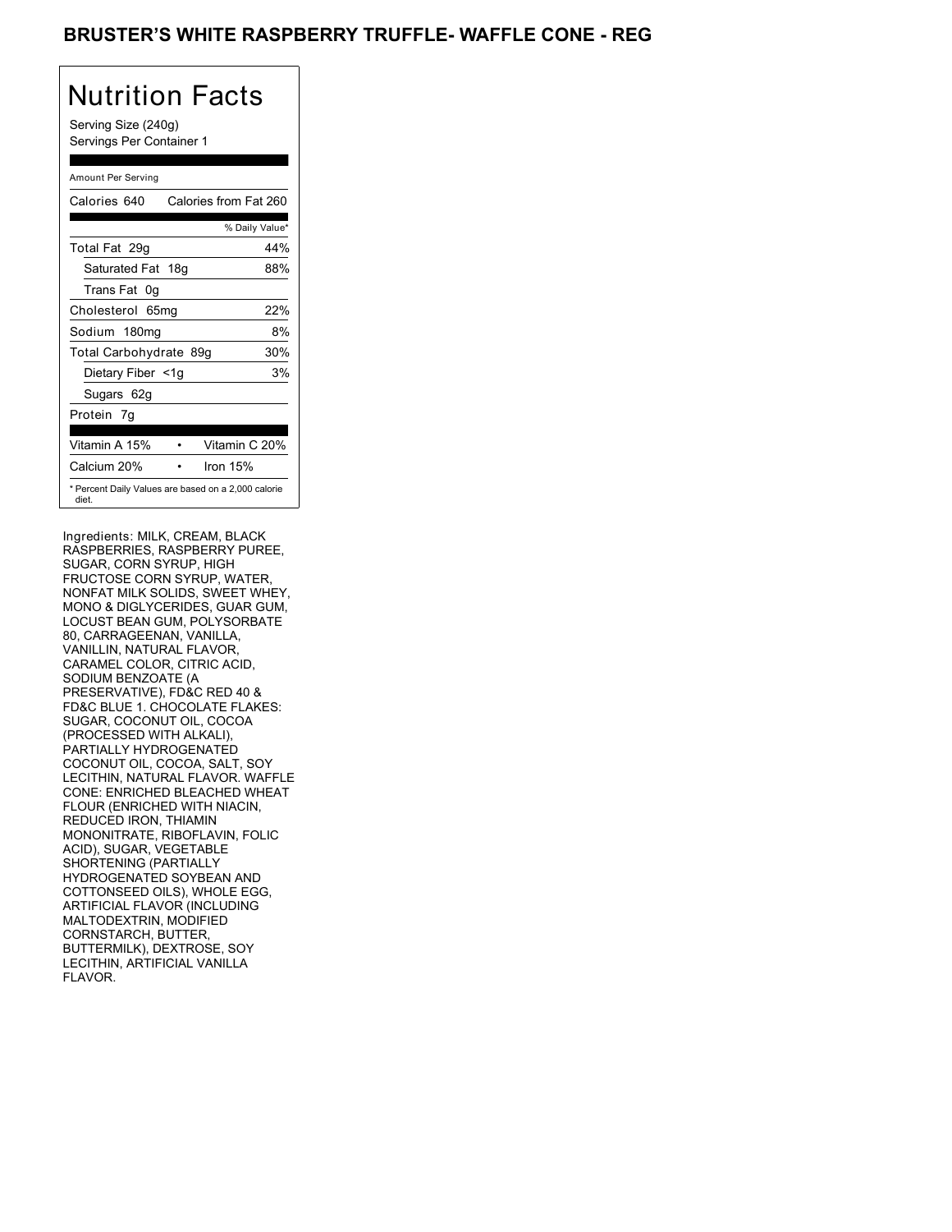# BRUSTER'S WHITE RASPBERRY TRUFFLE- WAFFLE CONE - REG

## Nutrition Facts

Serving Size (240g)
Servings Per Container 1

Amount Per Serving

| | |
|---|---|
| Calories 640 | Calories from Fat 260 |
| | % Daily Value* |
| Total Fat 29g | 44% |
| Saturated Fat 18g | 88% |
| Trans Fat 0g | |
| Cholesterol 65mg | 22% |
| Sodium 180mg | 8% |
| Total Carbohydrate 89g | 30% |
| Dietary Fiber <1g | 3% |
| Sugars 62g | |
| Protein 7g | |
| Vitamin A 15% • | Vitamin C 20% |
| Calcium 20% • | Iron 15% |

\* Percent Daily Values are based on a 2,000 calorie diet.

Ingredients: MILK, CREAM, BLACK RASPBERRIES, RASPBERRY PUREE, SUGAR, CORN SYRUP, HIGH FRUCTOSE CORN SYRUP, WATER, NONFAT MILK SOLIDS, SWEET WHEY, MONO & DIGLYCERIDES, GUAR GUM, LOCUST BEAN GUM, POLYSORBATE 80, CARRAGEENAN, VANILLA, VANILLIN, NATURAL FLAVOR, CARAMEL COLOR, CITRIC ACID, SODIUM BENZOATE (A PRESERVATIVE), FD&C RED 40 & FD&C BLUE 1. CHOCOLATE FLAKES: SUGAR, COCONUT OIL, COCOA (PROCESSED WITH ALKALI), PARTIALLY HYDROGENATED COCONUT OIL, COCOA, SALT, SOY LECITHIN, NATURAL FLAVOR. WAFFLE CONE: ENRICHED BLEACHED WHEAT FLOUR (ENRICHED WITH NIACIN, REDUCED IRON, THIAMIN MONONITRATE, RIBOFLAVIN, FOLIC ACID), SUGAR, VEGETABLE SHORTENING (PARTIALLY HYDROGENATED SOYBEAN AND COTTONSEED OILS), WHOLE EGG, ARTIFICIAL FLAVOR (INCLUDING MALTODEXTRIN, MODIFIED CORNSTARCH, BUTTER, BUTTERMILK), DEXTROSE, SOY LECITHIN, ARTIFICIAL VANILLA FLAVOR.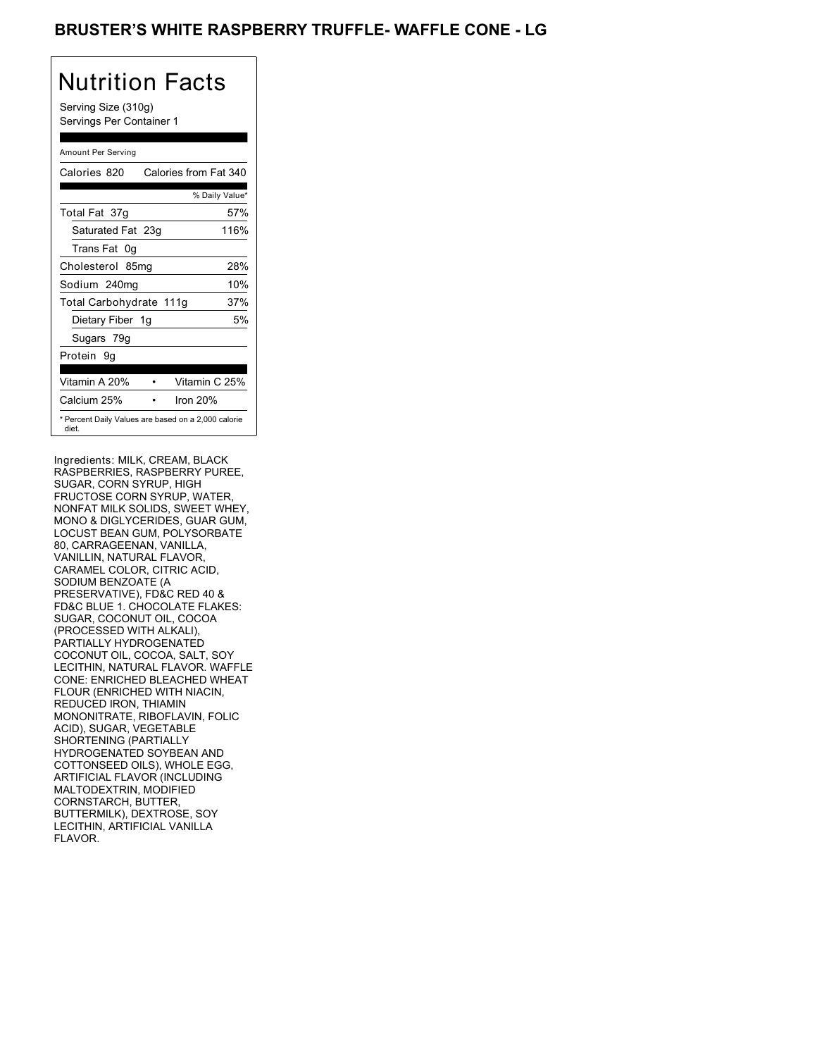# BRUSTER'S WHITE RASPBERRY TRUFFLE- WAFFLE CONE - LG

## Nutrition Facts

Serving Size (310g)
Servings Per Container 1

Amount Per Serving

| | |
|---|---|
| Calories 820 | Calories from Fat 340 |
| | % Daily Value* |
| Total Fat 37g | 57% |
| Saturated Fat 23g | 116% |
| Trans Fat 0g | |
| Cholesterol 85mg | 28% |
| Sodium 240mg | 10% |
| Total Carbohydrate 111g | 37% |
| Dietary Fiber 1g | 5% |
| Sugars 79g | |
| Protein 9g | |
| Vitamin A 20% | Vitamin C 25% |
| Calcium 25% | Iron 20% |

* Percent Daily Values are based on a 2,000 calorie diet.

Ingredients: MILK, CREAM, BLACK RASPBERRIES, RASPBERRY PUREE, SUGAR, CORN SYRUP, HIGH FRUCTOSE CORN SYRUP, WATER, NONFAT MILK SOLIDS, SWEET WHEY, MONO & DIGLYCERIDES, GUAR GUM, LOCUST BEAN GUM, POLYSORBATE 80, CARRAGEENAN, VANILLA, VANILLIN, NATURAL FLAVOR, CARAMEL COLOR, CITRIC ACID, SODIUM BENZOATE (A PRESERVATIVE), FD&C RED 40 & FD&C BLUE 1. CHOCOLATE FLAKES: SUGAR, COCONUT OIL, COCOA (PROCESSED WITH ALKALI), PARTIALLY HYDROGENATED COCONUT OIL, COCOA, SALT, SOY LECITHIN, NATURAL FLAVOR. WAFFLE CONE: ENRICHED BLEACHED WHEAT FLOUR (ENRICHED WITH NIACIN, REDUCED IRON, THIAMIN MONONITRATE, RIBOFLAVIN, FOLIC ACID), SUGAR, VEGETABLE SHORTENING (PARTIALLY HYDROGENATED SOYBEAN AND COTTONSEED OILS), WHOLE EGG, ARTIFICIAL FLAVOR (INCLUDING MALTODEXTRIN, MODIFIED CORNSTARCH, BUTTER, BUTTERMILK), DEXTROSE, SOY LECITHIN, ARTIFICIAL VANILLA FLAVOR.